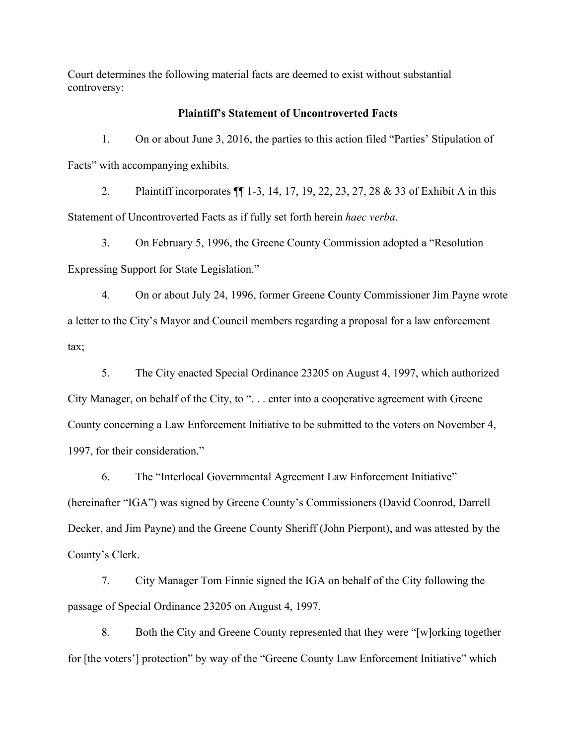Court determines the following material facts are deemed to exist without substantial controversy:

**Plaintiff's Statement of Uncontroverted Facts**

1. On or about June 3, 2016, the parties to this action filed "Parties' Stipulation of Facts" with accompanying exhibits.

2. Plaintiff incorporates ¶¶ 1-3, 14, 17, 19, 22, 23, 27, 28 & 33 of Exhibit A in this Statement of Uncontroverted Facts as if fully set forth herein *haec verba*.

3. On February 5, 1996, the Greene County Commission adopted a "Resolution Expressing Support for State Legislation."

4. On or about July 24, 1996, former Greene County Commissioner Jim Payne wrote a letter to the City's Mayor and Council members regarding a proposal for a law enforcement tax;

5. The City enacted Special Ordinance 23205 on August 4, 1997, which authorized City Manager, on behalf of the City, to ". . . enter into a cooperative agreement with Greene County concerning a Law Enforcement Initiative to be submitted to the voters on November 4, 1997, for their consideration."

6. The "Interlocal Governmental Agreement Law Enforcement Initiative" (hereinafter "IGA") was signed by Greene County's Commissioners (David Coonrod, Darrell Decker, and Jim Payne) and the Greene County Sheriff (John Pierpont), and was attested by the County's Clerk.

7. City Manager Tom Finnie signed the IGA on behalf of the City following the passage of Special Ordinance 23205 on August 4, 1997.

8. Both the City and Greene County represented that they were "[w]orking together for [the voters'] protection" by way of the "Greene County Law Enforcement Initiative" which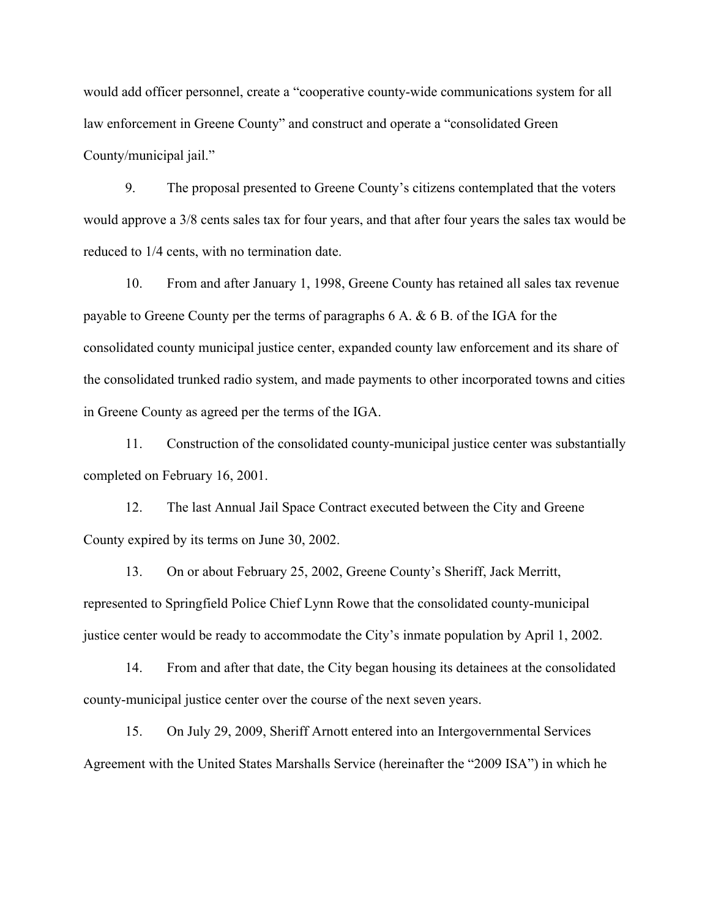would add officer personnel, create a "cooperative county-wide communications system for all law enforcement in Greene County" and construct and operate a "consolidated Green County/municipal jail."

9. The proposal presented to Greene County's citizens contemplated that the voters would approve a 3/8 cents sales tax for four years, and that after four years the sales tax would be reduced to 1/4 cents, with no termination date.

10. From and after January 1, 1998, Greene County has retained all sales tax revenue payable to Greene County per the terms of paragraphs 6 A. & 6 B. of the IGA for the consolidated county municipal justice center, expanded county law enforcement and its share of the consolidated trunked radio system, and made payments to other incorporated towns and cities in Greene County as agreed per the terms of the IGA.

11. Construction of the consolidated county-municipal justice center was substantially completed on February 16, 2001.

12. The last Annual Jail Space Contract executed between the City and Greene County expired by its terms on June 30, 2002.

13. On or about February 25, 2002, Greene County's Sheriff, Jack Merritt, represented to Springfield Police Chief Lynn Rowe that the consolidated county-municipal justice center would be ready to accommodate the City's inmate population by April 1, 2002.

14. From and after that date, the City began housing its detainees at the consolidated county-municipal justice center over the course of the next seven years.

15. On July 29, 2009, Sheriff Arnott entered into an Intergovernmental Services Agreement with the United States Marshalls Service (hereinafter the "2009 ISA") in which he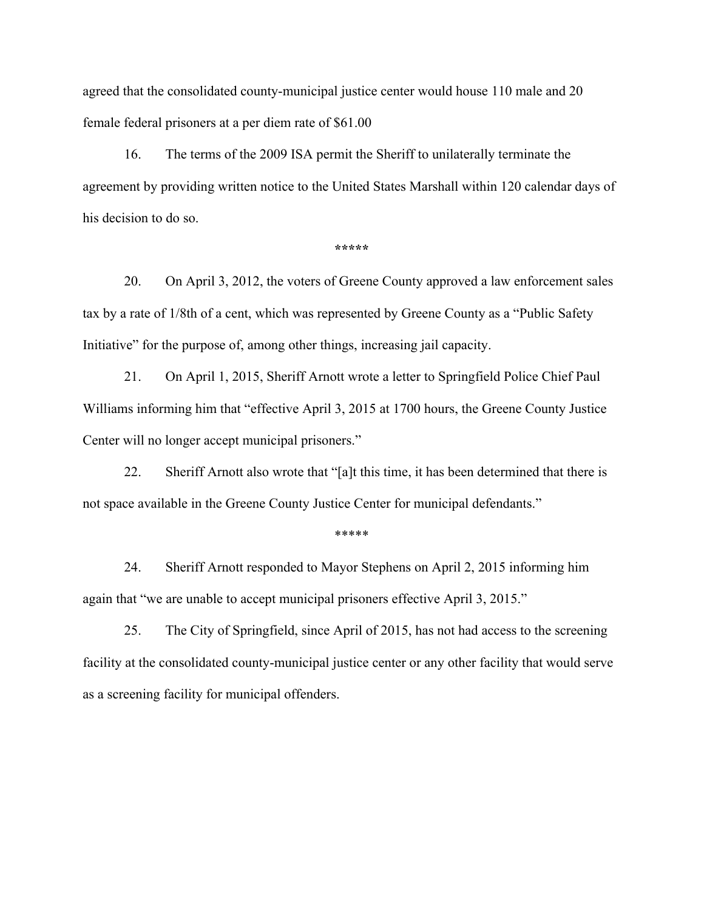agreed that the consolidated county-municipal justice center would house 110 male and 20 female federal prisoners at a per diem rate of $61.00

16. The terms of the 2009 ISA permit the Sheriff to unilaterally terminate the agreement by providing written notice to the United States Marshall within 120 calendar days of his decision to do so.

*****

20. On April 3, 2012, the voters of Greene County approved a law enforcement sales tax by a rate of 1/8th of a cent, which was represented by Greene County as a "Public Safety Initiative" for the purpose of, among other things, increasing jail capacity.

21. On April 1, 2015, Sheriff Arnott wrote a letter to Springfield Police Chief Paul Williams informing him that "effective April 3, 2015 at 1700 hours, the Greene County Justice Center will no longer accept municipal prisoners."

22. Sheriff Arnott also wrote that "[a]t this time, it has been determined that there is not space available in the Greene County Justice Center for municipal defendants."

*****

24. Sheriff Arnott responded to Mayor Stephens on April 2, 2015 informing him again that "we are unable to accept municipal prisoners effective April 3, 2015."

25. The City of Springfield, since April of 2015, has not had access to the screening facility at the consolidated county-municipal justice center or any other facility that would serve as a screening facility for municipal offenders.